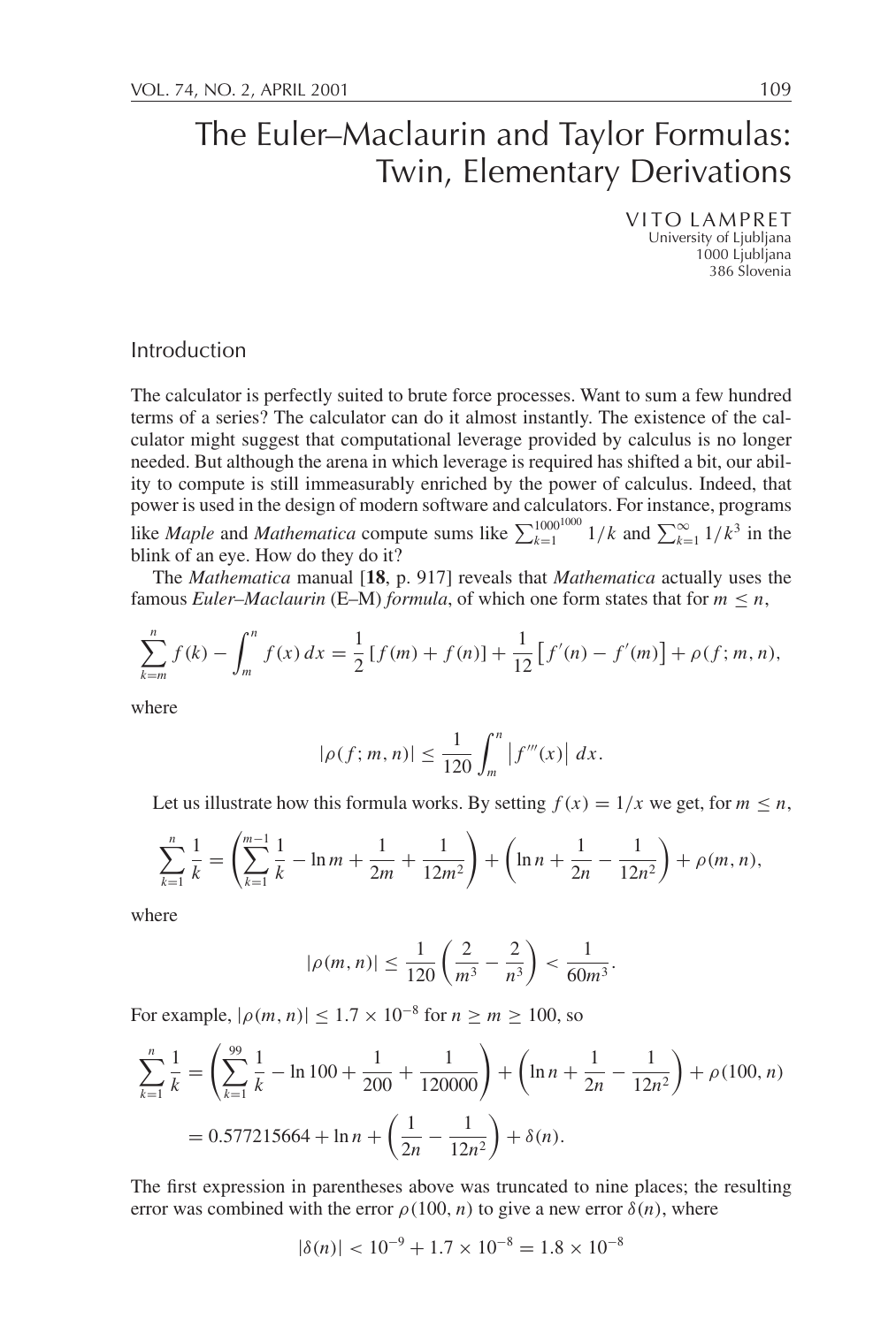# The Euler–Maclaurin and Taylor Formulas: Twin, Elementary Derivations

VITO LAMPRET
University of Ljubljana
1000 Ljubljana
386 Slovenia

## Introduction

The calculator is perfectly suited to brute force processes. Want to sum a few hundred terms of a series? The calculator can do it almost instantly. The existence of the calculator might suggest that computational leverage provided by calculus is no longer needed. But although the arena in which leverage is required has shifted a bit, our ability to compute is still immeasurably enriched by the power of calculus. Indeed, that power is used in the design of modern software and calculators. For instance, programs like *Maple* and *Mathematica* compute sums like $\sum_{k=1}^{1000^{1000}} 1/k$ and $\sum_{k=1}^{\infty} 1/k^3$ in the blink of an eye. How do they do it?

The *Mathematica* manual [**18**, p. 917] reveals that *Mathematica* actually uses the famous *Euler–Maclaurin* (E–M) *formula*, of which one form states that for $m \le n$,

$$\sum_{k=m}^{n} f(k) - \int_m^n f(x)\,dx = \frac{1}{2}\left[f(m) + f(n)\right] + \frac{1}{12}\left[f'(n) - f'(m)\right] + \rho(f; m, n),$$

where

$$|\rho(f; m, n)| \le \frac{1}{120}\int_m^n \left|f'''(x)\right|\,dx.$$

Let us illustrate how this formula works. By setting $f(x) = 1/x$ we get, for $m \le n$,

$$\sum_{k=1}^{n} \frac{1}{k} = \left(\sum_{k=1}^{m-1} \frac{1}{k} - \ln m + \frac{1}{2m} + \frac{1}{12m^2}\right) + \left(\ln n + \frac{1}{2n} - \frac{1}{12n^2}\right) + \rho(m, n),$$

where

$$|\rho(m, n)| \le \frac{1}{120}\left(\frac{2}{m^3} - \frac{2}{n^3}\right) < \frac{1}{60m^3}.$$

For example, $|\rho(m, n)| \le 1.7 \times 10^{-8}$ for $n \ge m \ge 100$, so

$$\begin{aligned}\sum_{k=1}^{n} \frac{1}{k} &= \left(\sum_{k=1}^{99} \frac{1}{k} - \ln 100 + \frac{1}{200} + \frac{1}{120000}\right) + \left(\ln n + \frac{1}{2n} - \frac{1}{12n^2}\right) + \rho(100, n)\\ &= 0.577215664 + \ln n + \left(\frac{1}{2n} - \frac{1}{12n^2}\right) + \delta(n).\end{aligned}$$

The first expression in parentheses above was truncated to nine places; the resulting error was combined with the error $\rho(100, n)$ to give a new error $\delta(n)$, where

$$|\delta(n)| < 10^{-9} + 1.7 \times 10^{-8} = 1.8 \times 10^{-8}$$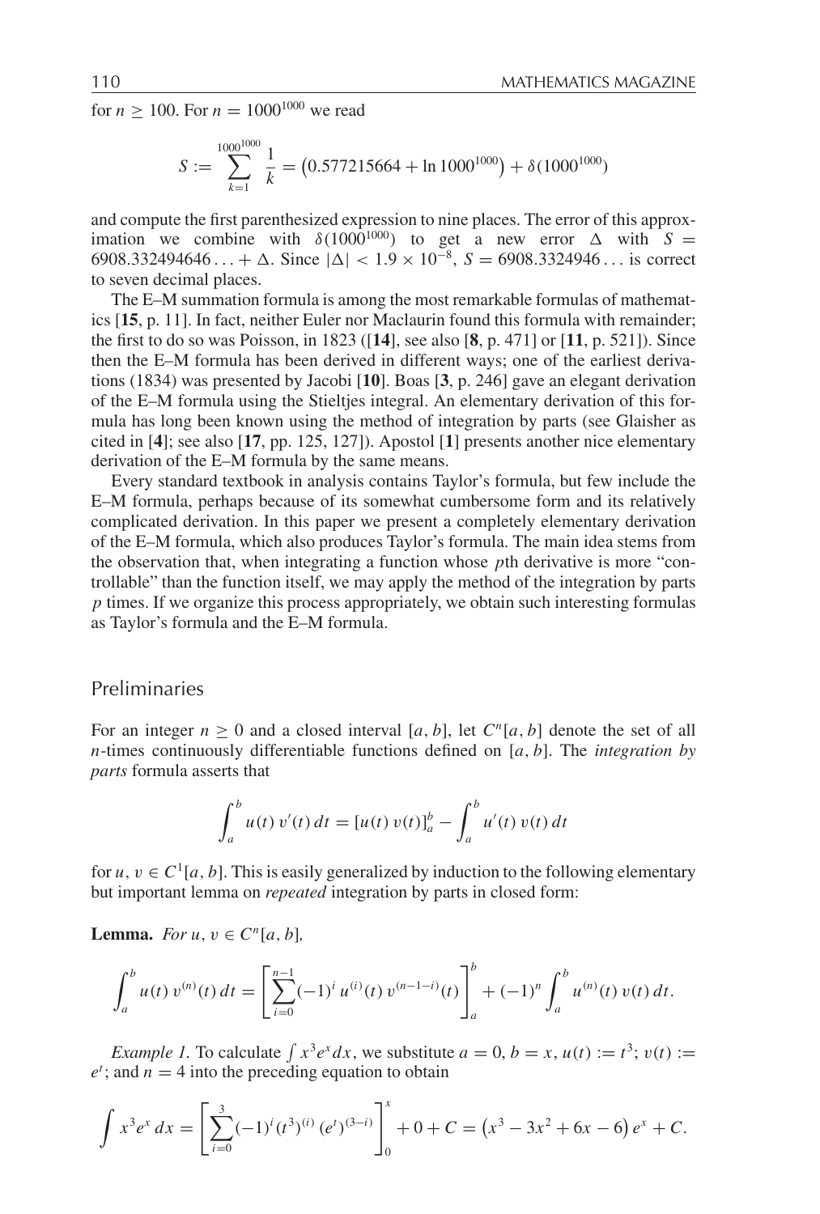for $n \geq 100$. For $n = 1000^{1000}$ we read

$$S := \sum_{k=1}^{1000^{1000}} \frac{1}{k} = \left(0.577215664 + \ln 1000^{1000}\right) + \delta(1000^{1000})$$

and compute the first parenthesized expression to nine places. The error of this approximation we combine with $\delta(1000^{1000})$ to get a new error $\Delta$ with $S = 6908.332494646\ldots + \Delta$. Since $|\Delta| < 1.9 \times 10^{-8}$, $S = 6908.3324946\ldots$ is correct to seven decimal places.

The E–M summation formula is among the most remarkable formulas of mathematics [**15**, p. 11]. In fact, neither Euler nor Maclaurin found this formula with remainder; the first to do so was Poisson, in 1823 ([**14**], see also [**8**, p. 471] or [**11**, p. 521]). Since then the E–M formula has been derived in different ways; one of the earliest derivations (1834) was presented by Jacobi [**10**]. Boas [**3**, p. 246] gave an elegant derivation of the E–M formula using the Stieltjes integral. An elementary derivation of this formula has long been known using the method of integration by parts (see Glaisher as cited in [**4**]; see also [**17**, pp. 125, 127]). Apostol [**1**] presents another nice elementary derivation of the E–M formula by the same means.

Every standard textbook in analysis contains Taylor's formula, but few include the E–M formula, perhaps because of its somewhat cumbersome form and its relatively complicated derivation. In this paper we present a completely elementary derivation of the E–M formula, which also produces Taylor's formula. The main idea stems from the observation that, when integrating a function whose $p$th derivative is more "controllable" than the function itself, we may apply the method of the integration by parts $p$ times. If we organize this process appropriately, we obtain such interesting formulas as Taylor's formula and the E–M formula.

## Preliminaries

For an integer $n \geq 0$ and a closed interval $[a, b]$, let $C^n[a, b]$ denote the set of all $n$-times continuously differentiable functions defined on $[a, b]$. The *integration by parts* formula asserts that

$$\int_a^b u(t)\, v'(t)\, dt = [u(t)\, v(t)]_a^b - \int_a^b u'(t)\, v(t)\, dt$$

for $u, v \in C^1[a, b]$. This is easily generalized by induction to the following elementary but important lemma on *repeated* integration by parts in closed form:

**Lemma.** *For $u, v \in C^n[a, b]$,*

$$\int_a^b u(t)\, v^{(n)}(t)\, dt = \left[\sum_{i=0}^{n-1} (-1)^i\, u^{(i)}(t)\, v^{(n-1-i)}(t)\right]_a^b + (-1)^n \int_a^b u^{(n)}(t)\, v(t)\, dt.$$

*Example 1.* To calculate $\int x^3 e^x dx$, we substitute $a = 0$, $b = x$, $u(t) := t^3$; $v(t) := e^t$; and $n = 4$ into the preceding equation to obtain

$$\int x^3 e^x\, dx = \left[\sum_{i=0}^{3} (-1)^i (t^3)^{(i)}\, (e^t)^{(3-i)}\right]_0^x + 0 + C = \left(x^3 - 3x^2 + 6x - 6\right) e^x + C.$$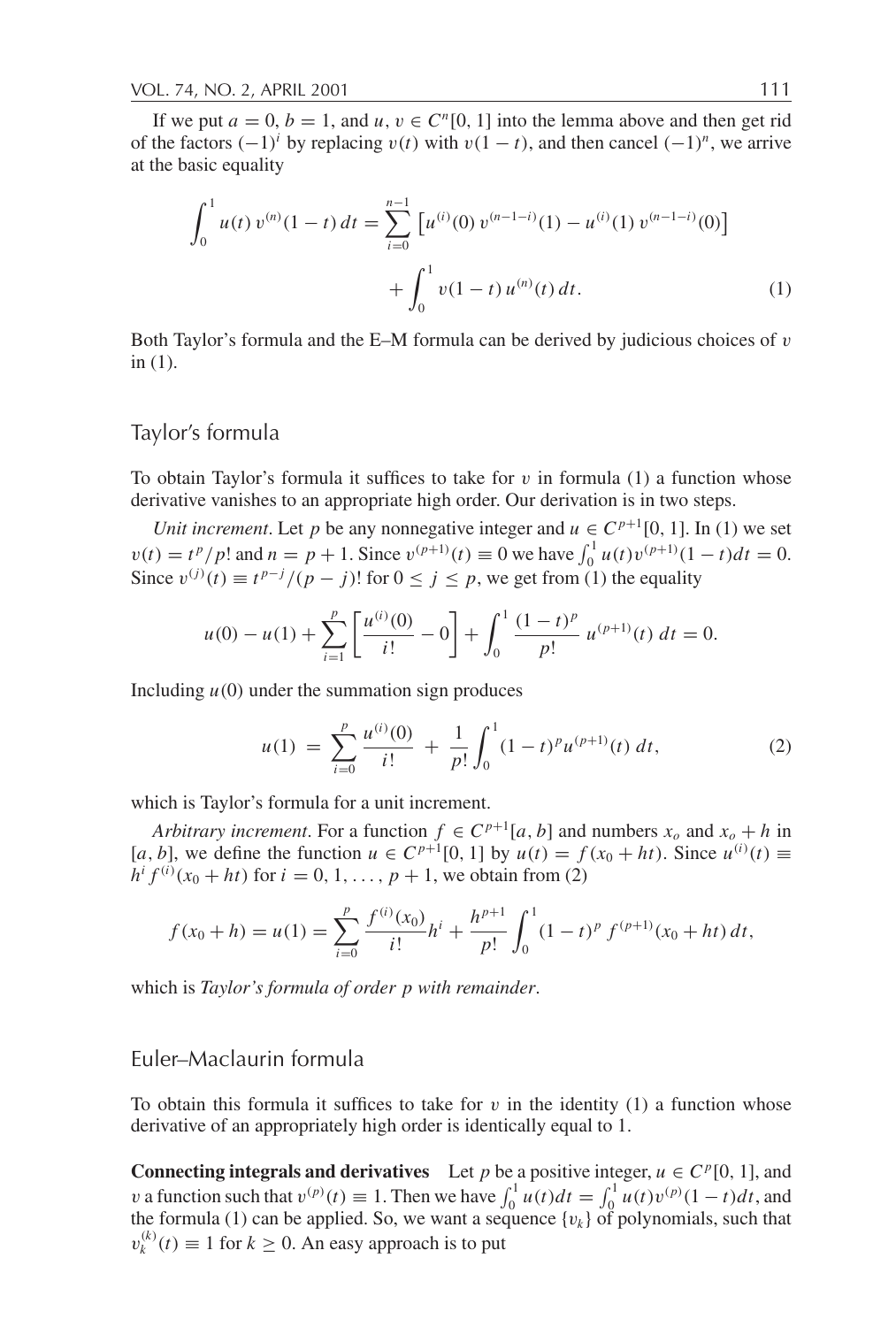If we put $a = 0$, $b = 1$, and $u, v \in C^n[0, 1]$ into the lemma above and then get rid of the factors $(-1)^i$ by replacing $v(t)$ with $v(1-t)$, and then cancel $(-1)^n$, we arrive at the basic equality

$$\int_0^1 u(t)\, v^{(n)}(1-t)\, dt = \sum_{i=0}^{n-1} \left[ u^{(i)}(0)\, v^{(n-1-i)}(1) - u^{(i)}(1)\, v^{(n-1-i)}(0) \right] + \int_0^1 v(1-t)\, u^{(n)}(t)\, dt. \tag{1}$$

Both Taylor's formula and the E–M formula can be derived by judicious choices of $v$ in (1).

## Taylor's formula

To obtain Taylor's formula it suffices to take for $v$ in formula (1) a function whose derivative vanishes to an appropriate high order. Our derivation is in two steps.

*Unit increment*. Let $p$ be any nonnegative integer and $u \in C^{p+1}[0, 1]$. In (1) we set $v(t) = t^p/p!$ and $n = p + 1$. Since $v^{(p+1)}(t) \equiv 0$ we have $\int_0^1 u(t) v^{(p+1)}(1-t) dt = 0$. Since $v^{(j)}(t) \equiv t^{p-j}/(p-j)!$ for $0 \leq j \leq p$, we get from (1) the equality

$$u(0) - u(1) + \sum_{i=1}^{p} \left[ \frac{u^{(i)}(0)}{i!} - 0 \right] + \int_0^1 \frac{(1-t)^p}{p!}\, u^{(p+1)}(t)\, dt = 0.$$

Including $u(0)$ under the summation sign produces

$$u(1) = \sum_{i=0}^{p} \frac{u^{(i)}(0)}{i!} + \frac{1}{p!} \int_0^1 (1-t)^p u^{(p+1)}(t)\, dt, \tag{2}$$

which is Taylor's formula for a unit increment.

*Arbitrary increment*. For a function $f \in C^{p+1}[a, b]$ and numbers $x_o$ and $x_o + h$ in $[a, b]$, we define the function $u \in C^{p+1}[0, 1]$ by $u(t) = f(x_0 + ht)$. Since $u^{(i)}(t) \equiv h^i f^{(i)}(x_0 + ht)$ for $i = 0, 1, \ldots, p + 1$, we obtain from (2)

$$f(x_0 + h) = u(1) = \sum_{i=0}^{p} \frac{f^{(i)}(x_0)}{i!} h^i + \frac{h^{p+1}}{p!} \int_0^1 (1-t)^p\, f^{(p+1)}(x_0 + ht)\, dt,$$

which is *Taylor's formula of order $p$ with remainder*.

## Euler–Maclaurin formula

To obtain this formula it suffices to take for $v$ in the identity (1) a function whose derivative of an appropriately high order is identically equal to 1.

**Connecting integrals and derivatives** Let $p$ be a positive integer, $u \in C^p[0, 1]$, and $v$ a function such that $v^{(p)}(t) \equiv 1$. Then we have $\int_0^1 u(t) dt = \int_0^1 u(t) v^{(p)}(1-t) dt$, and the formula (1) can be applied. So, we want a sequence $\{v_k\}$ of polynomials, such that $v_k^{(k)}(t) \equiv 1$ for $k \geq 0$. An easy approach is to put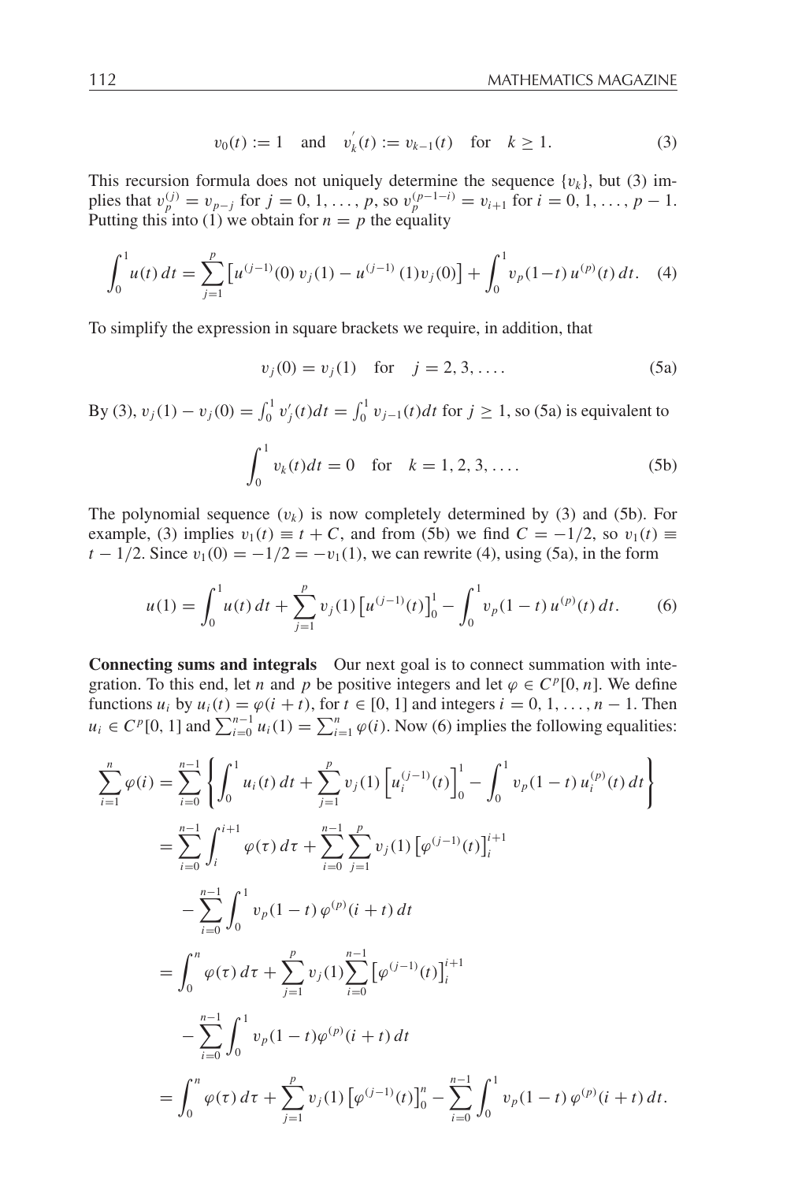$$v_0(t) := 1 \quad \text{and} \quad v_k'(t) := v_{k-1}(t) \quad \text{for} \quad k \geq 1. \tag{3}$$

This recursion formula does not uniquely determine the sequence $\{v_k\}$, but (3) implies that $v_p^{(j)} = v_{p-j}$ for $j = 0, 1, \ldots, p$, so $v_p^{(p-1-i)} = v_{i+1}$ for $i = 0, 1, \ldots, p-1$. Putting this into (1) we obtain for $n = p$ the equality

$$\int_0^1 u(t)\,dt = \sum_{j=1}^{p} \left[u^{(j-1)}(0)\, v_j(1) - u^{(j-1)}(1) v_j(0)\right] + \int_0^1 v_p(1-t)\, u^{(p)}(t)\,dt. \tag{4}$$

To simplify the expression in square brackets we require, in addition, that

$$v_j(0) = v_j(1) \quad \text{for} \quad j = 2, 3, \ldots. \tag{5a}$$

By (3), $v_j(1) - v_j(0) = \int_0^1 v_j'(t)dt = \int_0^1 v_{j-1}(t)dt$ for $j \geq 1$, so (5a) is equivalent to

$$\int_0^1 v_k(t)dt = 0 \quad \text{for} \quad k = 1, 2, 3, \ldots. \tag{5b}$$

The polynomial sequence $(v_k)$ is now completely determined by (3) and (5b). For example, (3) implies $v_1(t) \equiv t + C$, and from (5b) we find $C = -1/2$, so $v_1(t) \equiv t - 1/2$. Since $v_1(0) = -1/2 = -v_1(1)$, we can rewrite (4), using (5a), in the form

$$u(1) = \int_0^1 u(t)\,dt + \sum_{j=1}^{p} v_j(1) \left[u^{(j-1)}(t)\right]_0^1 - \int_0^1 v_p(1-t)\, u^{(p)}(t)\,dt. \tag{6}$$

**Connecting sums and integrals** Our next goal is to connect summation with integration. To this end, let $n$ and $p$ be positive integers and let $\varphi \in C^p[0, n]$. We define functions $u_i$ by $u_i(t) = \varphi(i + t)$, for $t \in [0, 1]$ and integers $i = 0, 1, \ldots, n-1$. Then $u_i \in C^p[0, 1]$ and $\sum_{i=0}^{n-1} u_i(1) = \sum_{i=1}^{n} \varphi(i)$. Now (6) implies the following equalities:

$$\begin{aligned}
\sum_{i=1}^{n} \varphi(i) &= \sum_{i=0}^{n-1} \left\{ \int_0^1 u_i(t)\,dt + \sum_{j=1}^{p} v_j(1) \left[u_i^{(j-1)}(t)\right]_0^1 - \int_0^1 v_p(1-t)\, u_i^{(p)}(t)\,dt \right\} \\
&= \sum_{i=0}^{n-1} \int_i^{i+1} \varphi(\tau)\,d\tau + \sum_{i=0}^{n-1} \sum_{j=1}^{p} v_j(1) \left[\varphi^{(j-1)}(t)\right]_i^{i+1} \\
&\quad - \sum_{i=0}^{n-1} \int_0^1 v_p(1-t)\, \varphi^{(p)}(i+t)\,dt \\
&= \int_0^n \varphi(\tau)\,d\tau + \sum_{j=1}^{p} v_j(1) \sum_{i=0}^{n-1} \left[\varphi^{(j-1)}(t)\right]_i^{i+1} \\
&\quad - \sum_{i=0}^{n-1} \int_0^1 v_p(1-t) \varphi^{(p)}(i+t)\,dt \\
&= \int_0^n \varphi(\tau)\,d\tau + \sum_{j=1}^{p} v_j(1) \left[\varphi^{(j-1)}(t)\right]_0^n - \sum_{i=0}^{n-1} \int_0^1 v_p(1-t)\, \varphi^{(p)}(i+t)\,dt.
\end{aligned}$$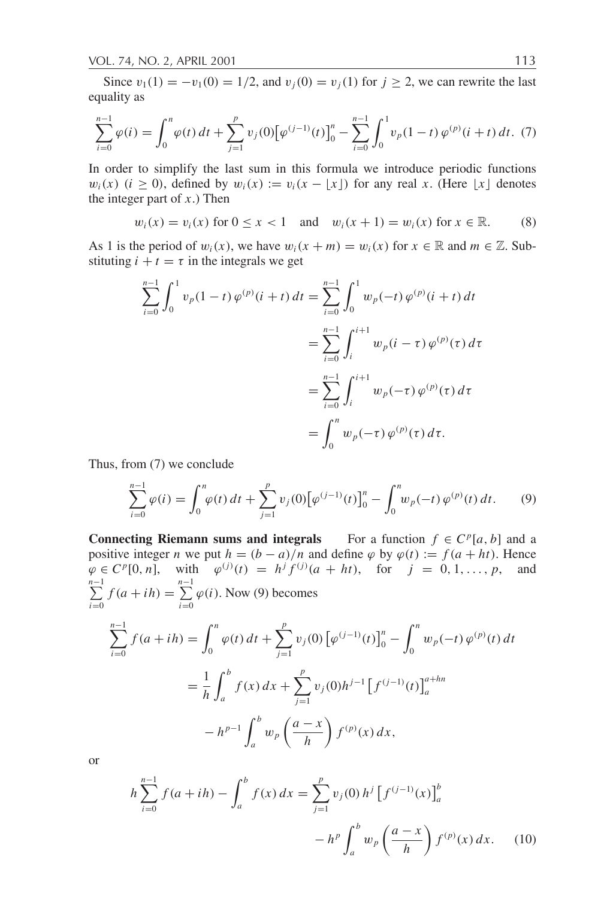Since $v_1(1) = -v_1(0) = 1/2$, and $v_j(0) = v_j(1)$ for $j \geq 2$, we can rewrite the last equality as

$$\sum_{i=0}^{n-1} \varphi(i) = \int_0^n \varphi(t)\,dt + \sum_{j=1}^{p} v_j(0)\big[\varphi^{(j-1)}(t)\big]_0^n - \sum_{i=0}^{n-1} \int_0^1 v_p(1-t)\,\varphi^{(p)}(i+t)\,dt. \quad (7)$$

In order to simplify the last sum in this formula we introduce periodic functions $w_i(x)$ $(i \geq 0)$, defined by $w_i(x) := v_i(x - \lfloor x \rfloor)$ for any real $x$. (Here $\lfloor x \rfloor$ denotes the integer part of $x$.) Then

$$w_i(x) = v_i(x) \text{ for } 0 \leq x < 1 \quad \text{and} \quad w_i(x+1) = w_i(x) \text{ for } x \in \mathbb{R}. \quad (8)$$

As 1 is the period of $w_i(x)$, we have $w_i(x+m) = w_i(x)$ for $x \in \mathbb{R}$ and $m \in \mathbb{Z}$. Substituting $i + t = \tau$ in the integrals we get

$$\begin{aligned}
\sum_{i=0}^{n-1} \int_0^1 v_p(1-t)\,\varphi^{(p)}(i+t)\,dt &= \sum_{i=0}^{n-1} \int_0^1 w_p(-t)\,\varphi^{(p)}(i+t)\,dt \\
&= \sum_{i=0}^{n-1} \int_i^{i+1} w_p(i-\tau)\,\varphi^{(p)}(\tau)\,d\tau \\
&= \sum_{i=0}^{n-1} \int_i^{i+1} w_p(-\tau)\,\varphi^{(p)}(\tau)\,d\tau \\
&= \int_0^n w_p(-\tau)\,\varphi^{(p)}(\tau)\,d\tau.
\end{aligned}$$

Thus, from (7) we conclude

$$\sum_{i=0}^{n-1} \varphi(i) = \int_0^n \varphi(t)\,dt + \sum_{j=1}^{p} v_j(0)\big[\varphi^{(j-1)}(t)\big]_0^n - \int_0^n w_p(-t)\,\varphi^{(p)}(t)\,dt. \quad (9)$$

**Connecting Riemann sums and integrals** For a function $f \in C^p[a,b]$ and a positive integer $n$ we put $h = (b-a)/n$ and define $\varphi$ by $\varphi(t) := f(a + ht)$. Hence $\varphi \in C^p[0,n]$, with $\varphi^{(j)}(t) = h^j f^{(j)}(a + ht)$, for $j = 0, 1, \ldots, p$, and $\sum\limits_{i=0}^{n-1} f(a + ih) = \sum\limits_{i=0}^{n-1} \varphi(i)$. Now (9) becomes

$$\begin{aligned}
\sum_{i=0}^{n-1} f(a+ih) &= \int_0^n \varphi(t)\,dt + \sum_{j=1}^{p} v_j(0)\left[\varphi^{(j-1)}(t)\right]_0^n - \int_0^n w_p(-t)\,\varphi^{(p)}(t)\,dt \\
&= \frac{1}{h}\int_a^b f(x)\,dx + \sum_{j=1}^{p} v_j(0) h^{j-1}\left[f^{(j-1)}(t)\right]_a^{a+hn} \\
&\quad - h^{p-1}\int_a^b w_p\left(\frac{a-x}{h}\right) f^{(p)}(x)\,dx,
\end{aligned}$$

or

$$\begin{aligned}
h\sum_{i=0}^{n-1} f(a+ih) - \int_a^b f(x)\,dx = \sum_{j=1}^{p} v_j(0)\,h^j \left[f^{(j-1)}(x)\right]_a^b \\
- h^p \int_a^b w_p\left(\frac{a-x}{h}\right) f^{(p)}(x)\,dx. \quad (10)
\end{aligned}$$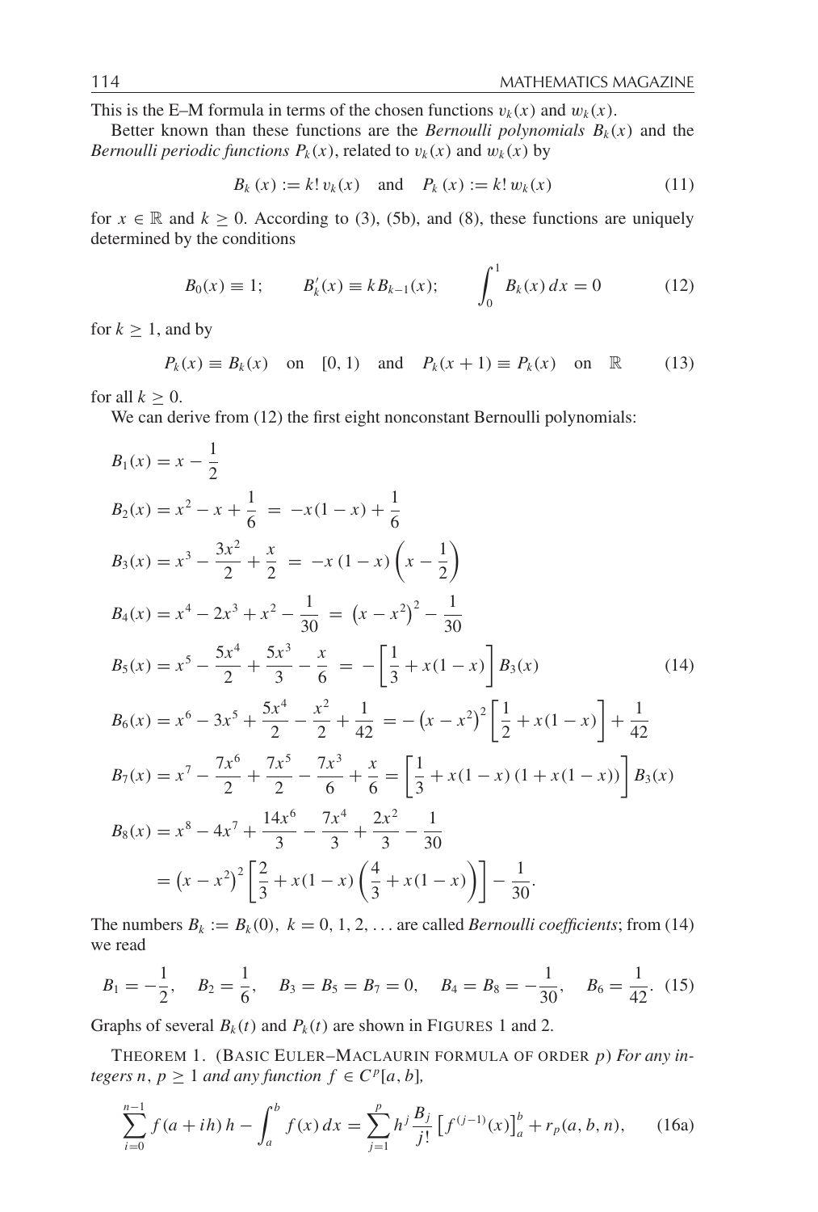This is the E–M formula in terms of the chosen functions $v_k(x)$ and $w_k(x)$.

Better known than these functions are the *Bernoulli polynomials* $B_k(x)$ and the *Bernoulli periodic functions* $P_k(x)$, related to $v_k(x)$ and $w_k(x)$ by

$$B_k(x) := k!\, v_k(x) \quad \text{and} \quad P_k(x) := k!\, w_k(x) \tag{11}$$

for $x \in \mathbb{R}$ and $k \geq 0$. According to (3), (5b), and (8), these functions are uniquely determined by the conditions

$$B_0(x) \equiv 1; \qquad B_k'(x) \equiv k B_{k-1}(x); \qquad \int_0^1 B_k(x)\, dx = 0 \tag{12}$$

for $k \geq 1$, and by

$$P_k(x) \equiv B_k(x) \quad \text{on} \quad [0, 1) \quad \text{and} \quad P_k(x+1) \equiv P_k(x) \quad \text{on} \quad \mathbb{R} \tag{13}$$

for all $k \geq 0$.

We can derive from (12) the first eight nonconstant Bernoulli polynomials:

$$
\begin{aligned}
B_1(x) &= x - \frac{1}{2} \\
B_2(x) &= x^2 - x + \frac{1}{6} \;=\; -x(1-x) + \frac{1}{6} \\
B_3(x) &= x^3 - \frac{3x^2}{2} + \frac{x}{2} \;=\; -x\,(1-x)\left(x - \frac{1}{2}\right) \\
B_4(x) &= x^4 - 2x^3 + x^2 - \frac{1}{30} \;=\; \left(x - x^2\right)^2 - \frac{1}{30} \\
B_5(x) &= x^5 - \frac{5x^4}{2} + \frac{5x^3}{3} - \frac{x}{6} \;=\; -\left[\frac{1}{3} + x(1-x)\right] B_3(x) \\
B_6(x) &= x^6 - 3x^5 + \frac{5x^4}{2} - \frac{x^2}{2} + \frac{1}{42} = -\left(x - x^2\right)^2 \left[\frac{1}{2} + x(1-x)\right] + \frac{1}{42} \\
B_7(x) &= x^7 - \frac{7x^6}{2} + \frac{7x^5}{2} - \frac{7x^3}{6} + \frac{x}{6} = \left[\frac{1}{3} + x(1-x)\,(1 + x(1-x))\right] B_3(x) \\
B_8(x) &= x^8 - 4x^7 + \frac{14x^6}{3} - \frac{7x^4}{3} + \frac{2x^2}{3} - \frac{1}{30} \\
&= \left(x - x^2\right)^2 \left[\frac{2}{3} + x(1-x)\left(\frac{4}{3} + x(1-x)\right)\right] - \frac{1}{30}.
\end{aligned}
\tag{14}
$$

The numbers $B_k := B_k(0),\ k = 0, 1, 2, \ldots$ are called *Bernoulli coefficients*; from (14) we read

$$B_1 = -\frac{1}{2}, \quad B_2 = \frac{1}{6}, \quad B_3 = B_5 = B_7 = 0, \quad B_4 = B_8 = -\frac{1}{30}, \quad B_6 = \frac{1}{42}. \tag{15}$$

Graphs of several $B_k(t)$ and $P_k(t)$ are shown in FIGURES 1 and 2.

THEOREM 1. (BASIC EULER–MACLAURIN FORMULA OF ORDER $p$) *For any integers $n$, $p \geq 1$ and any function $f \in C^p[a, b]$,*

$$\sum_{i=0}^{n-1} f(a + ih)\, h - \int_a^b f(x)\, dx = \sum_{j=1}^{p} h^j \frac{B_j}{j!} \left[f^{(j-1)}(x)\right]_a^b + r_p(a, b, n), \tag{16a}$$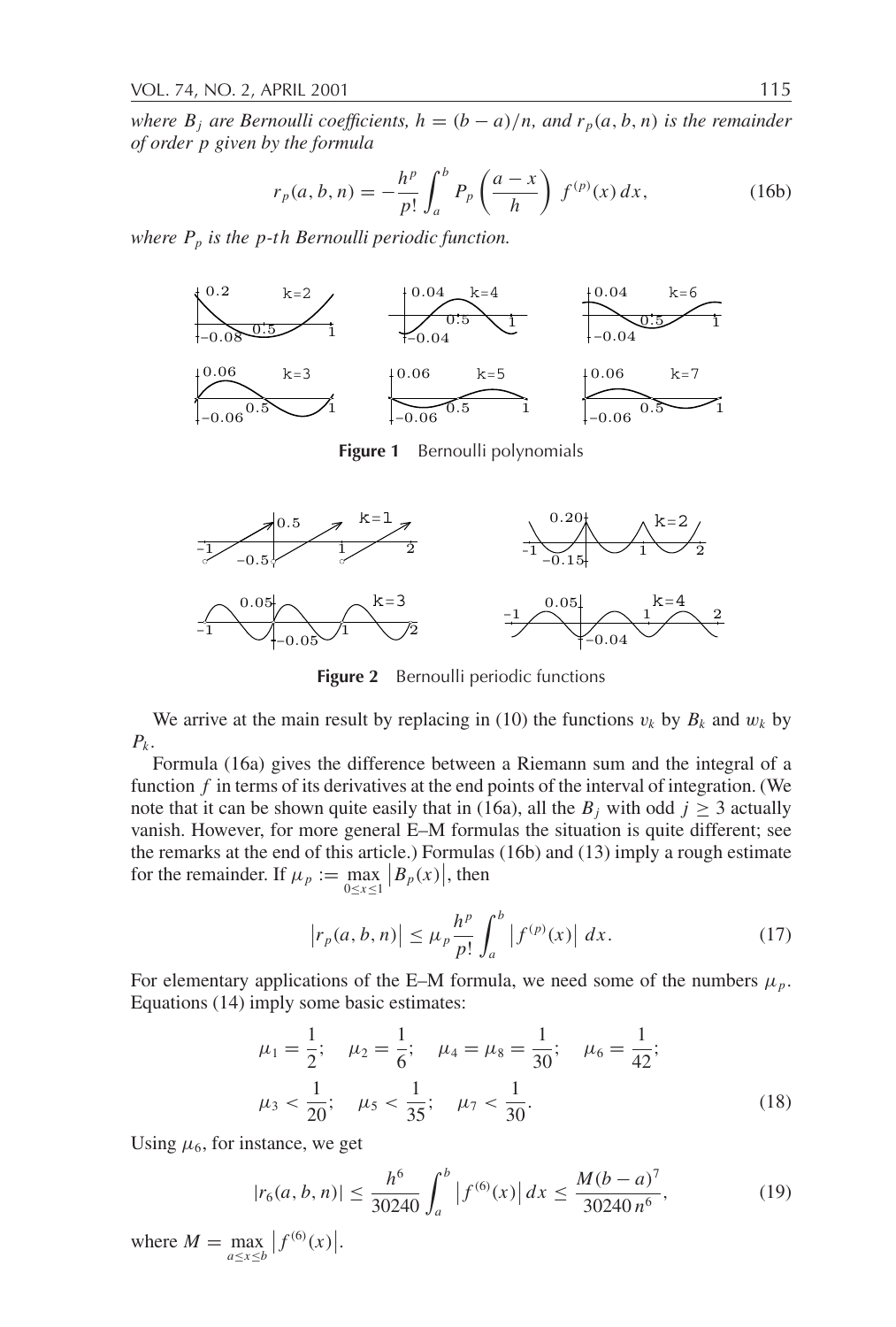*where $B_j$ are Bernoulli coefficients, $h = (b-a)/n$, and $r_p(a, b, n)$ is the remainder of order $p$ given by the formula*

$$r_p(a, b, n) = -\frac{h^p}{p!} \int_a^b P_p\left(\frac{a-x}{h}\right) f^{(p)}(x)\, dx, \tag{16b}$$

*where $P_p$ is the $p$-th Bernoulli periodic function.*

**Figure 1** Bernoulli polynomials

**Figure 2** Bernoulli periodic functions

We arrive at the main result by replacing in (10) the functions $v_k$ by $B_k$ and $w_k$ by $P_k$.

Formula (16a) gives the difference between a Riemann sum and the integral of a function $f$ in terms of its derivatives at the end points of the interval of integration. (We note that it can be shown quite easily that in (16a), all the $B_j$ with odd $j \geq 3$ actually vanish. However, for more general E–M formulas the situation is quite different; see the remarks at the end of this article.) Formulas (16b) and (13) imply a rough estimate for the remainder. If $\mu_p := \max_{0 \leq x \leq 1} |B_p(x)|$, then

$$|r_p(a, b, n)| \leq \mu_p \frac{h^p}{p!} \int_a^b \left|f^{(p)}(x)\right| dx. \tag{17}$$

For elementary applications of the E–M formula, we need some of the numbers $\mu_p$. Equations (14) imply some basic estimates:

$$\mu_1 = \frac{1}{2}; \quad \mu_2 = \frac{1}{6}; \quad \mu_4 = \mu_8 = \frac{1}{30}; \quad \mu_6 = \frac{1}{42};$$
$$\mu_3 < \frac{1}{20}; \quad \mu_5 < \frac{1}{35}; \quad \mu_7 < \frac{1}{30}. \tag{18}$$

Using $\mu_6$, for instance, we get

$$|r_6(a, b, n)| \leq \frac{h^6}{30240} \int_a^b \left|f^{(6)}(x)\right| dx \leq \frac{M(b-a)^7}{30240\, n^6}, \tag{19}$$

where $M = \max_{a \leq x \leq b} \left|f^{(6)}(x)\right|$.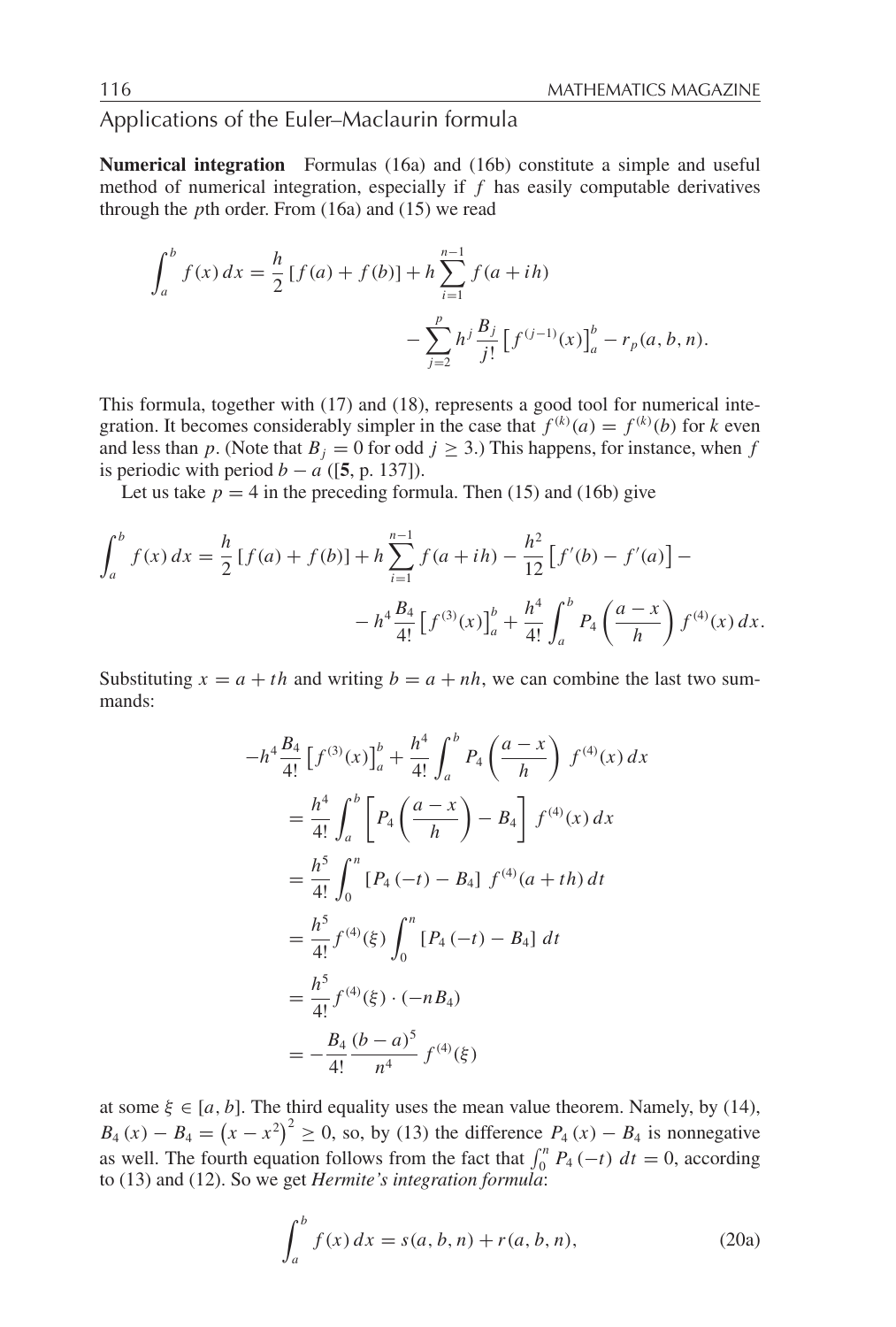## Applications of the Euler–Maclaurin formula

**Numerical integration** Formulas (16a) and (16b) constitute a simple and useful method of numerical integration, especially if $f$ has easily computable derivatives through the $p$th order. From (16a) and (15) we read

$$\int_a^b f(x)\,dx = \frac{h}{2}\left[f(a)+f(b)\right] + h\sum_{i=1}^{n-1} f(a+ih) - \sum_{j=2}^{p} h^j \frac{B_j}{j!}\left[f^{(j-1)}(x)\right]_a^b - r_p(a,b,n).$$

This formula, together with (17) and (18), represents a good tool for numerical integration. It becomes considerably simpler in the case that $f^{(k)}(a) = f^{(k)}(b)$ for $k$ even and less than $p$. (Note that $B_j = 0$ for odd $j \geq 3$.) This happens, for instance, when $f$ is periodic with period $b-a$ ([**5**, p. 137]).

Let us take $p = 4$ in the preceding formula. Then (15) and (16b) give

$$\int_a^b f(x)\,dx = \frac{h}{2}\left[f(a)+f(b)\right] + h\sum_{i=1}^{n-1} f(a+ih) - \frac{h^2}{12}\left[f'(b)-f'(a)\right] - \\ - h^4\frac{B_4}{4!}\left[f^{(3)}(x)\right]_a^b + \frac{h^4}{4!}\int_a^b P_4\left(\frac{a-x}{h}\right) f^{(4)}(x)\,dx.$$

Substituting $x = a + th$ and writing $b = a + nh$, we can combine the last two summands:

$$\begin{aligned}
-h^4\frac{B_4}{4!}\left[f^{(3)}(x)\right]_a^b &+ \frac{h^4}{4!}\int_a^b P_4\left(\frac{a-x}{h}\right) f^{(4)}(x)\,dx \\
&= \frac{h^4}{4!}\int_a^b \left[P_4\left(\frac{a-x}{h}\right) - B_4\right] f^{(4)}(x)\,dx \\
&= \frac{h^5}{4!}\int_0^n \left[P_4(-t) - B_4\right] f^{(4)}(a+th)\,dt \\
&= \frac{h^5}{4!} f^{(4)}(\xi)\int_0^n \left[P_4(-t) - B_4\right] dt \\
&= \frac{h^5}{4!} f^{(4)}(\xi)\cdot(-nB_4) \\
&= -\frac{B_4}{4!}\frac{(b-a)^5}{n^4} f^{(4)}(\xi)
\end{aligned}$$

at some $\xi \in [a,b]$. The third equality uses the mean value theorem. Namely, by (14), $B_4(x) - B_4 = \left(x - x^2\right)^2 \geq 0$, so, by (13) the difference $P_4(x) - B_4$ is nonnegative as well. The fourth equation follows from the fact that $\int_0^n P_4(-t)\,dt = 0$, according to (13) and (12). So we get *Hermite's integration formula*:

$$\int_a^b f(x)\,dx = s(a,b,n) + r(a,b,n), \tag{20a}$$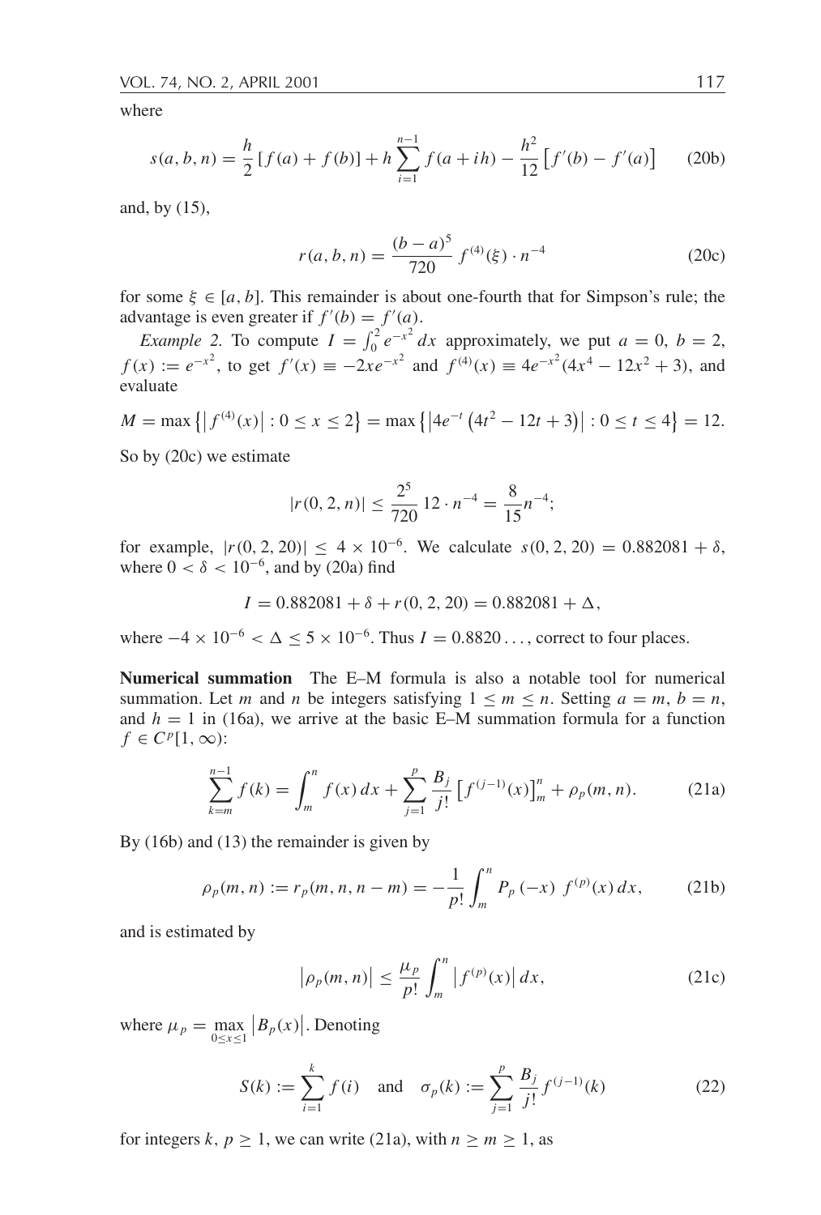where

$$s(a, b, n) = \frac{h}{2}\left[f(a) + f(b)\right] + h\sum_{i=1}^{n-1} f(a + ih) - \frac{h^2}{12}\left[f'(b) - f'(a)\right] \tag{20b}$$

and, by (15),

$$r(a, b, n) = \frac{(b-a)^5}{720}\, f^{(4)}(\xi) \cdot n^{-4} \tag{20c}$$

for some $\xi \in [a, b]$. This remainder is about one-fourth that for Simpson's rule; the advantage is even greater if $f'(b) = f'(a)$.

*Example 2.* To compute $I = \int_0^2 e^{-x^2}\, dx$ approximately, we put $a = 0$, $b = 2$, $f(x) := e^{-x^2}$, to get $f'(x) \equiv -2xe^{-x^2}$ and $f^{(4)}(x) \equiv 4e^{-x^2}(4x^4 - 12x^2 + 3)$, and evaluate

$$M = \max\left\{\left|f^{(4)}(x)\right| : 0 \le x \le 2\right\} = \max\left\{\left|4e^{-t}\left(4t^2 - 12t + 3\right)\right| : 0 \le t \le 4\right\} = 12.$$

So by (20c) we estimate

$$|r(0, 2, n)| \le \frac{2^5}{720}\, 12 \cdot n^{-4} = \frac{8}{15} n^{-4};$$

for example, $|r(0, 2, 20)| \le 4 \times 10^{-6}$. We calculate $s(0, 2, 20) = 0.882081 + \delta$, where $0 < \delta < 10^{-6}$, and by (20a) find

$$I = 0.882081 + \delta + r(0, 2, 20) = 0.882081 + \Delta,$$

where $-4 \times 10^{-6} < \Delta \le 5 \times 10^{-6}$. Thus $I = 0.8820\ldots$, correct to four places.

**Numerical summation** The E–M formula is also a notable tool for numerical summation. Let $m$ and $n$ be integers satisfying $1 \le m \le n$. Setting $a = m$, $b = n$, and $h = 1$ in (16a), we arrive at the basic E–M summation formula for a function $f \in C^p[1, \infty)$:

$$\sum_{k=m}^{n-1} f(k) = \int_m^n f(x)\, dx + \sum_{j=1}^{p} \frac{B_j}{j!}\left[f^{(j-1)}(x)\right]_m^n + \rho_p(m, n). \tag{21a}$$

By (16b) and (13) the remainder is given by

$$\rho_p(m, n) := r_p(m, n, n - m) = -\frac{1}{p!}\int_m^n P_p(-x)\, f^{(p)}(x)\, dx, \tag{21b}$$

and is estimated by

$$\left|\rho_p(m, n)\right| \le \frac{\mu_p}{p!}\int_m^n \left|f^{(p)}(x)\right| dx, \tag{21c}$$

where $\mu_p = \max\limits_{0 \le x \le 1}\left|B_p(x)\right|$. Denoting

$$S(k) := \sum_{i=1}^{k} f(i) \quad \text{and} \quad \sigma_p(k) := \sum_{j=1}^{p} \frac{B_j}{j!} f^{(j-1)}(k) \tag{22}$$

for integers $k$, $p \ge 1$, we can write (21a), with $n \ge m \ge 1$, as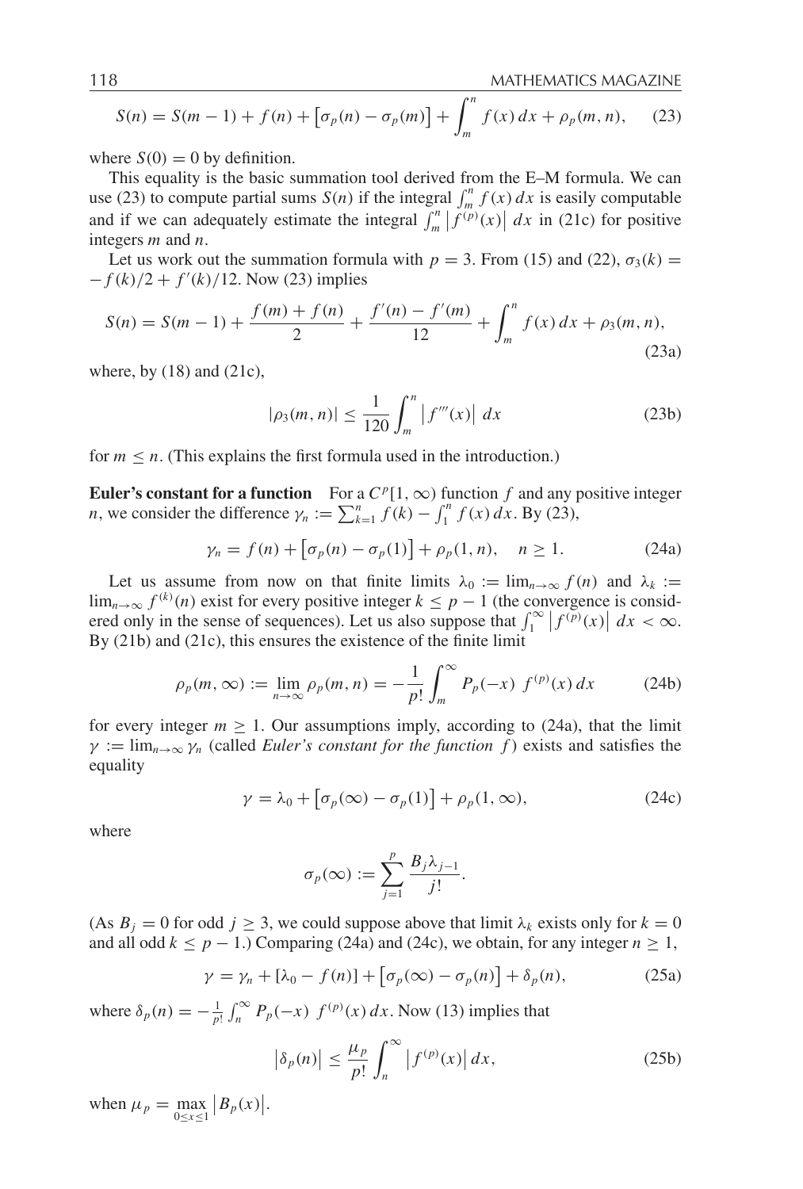$$S(n) = S(m-1) + f(n) + \left[\sigma_p(n) - \sigma_p(m)\right] + \int_m^n f(x)\,dx + \rho_p(m,n), \tag{23}$$

where $S(0) = 0$ by definition.

This equality is the basic summation tool derived from the E–M formula. We can use (23) to compute partial sums $S(n)$ if the integral $\int_m^n f(x)\,dx$ is easily computable and if we can adequately estimate the integral $\int_m^n \left|f^{(p)}(x)\right|\,dx$ in (21c) for positive integers $m$ and $n$.

Let us work out the summation formula with $p = 3$. From (15) and (22), $\sigma_3(k) = -f(k)/2 + f'(k)/12$. Now (23) implies

$$S(n) = S(m-1) + \frac{f(m)+f(n)}{2} + \frac{f'(n)-f'(m)}{12} + \int_m^n f(x)\,dx + \rho_3(m,n), \tag{23a}$$

where, by (18) and (21c),

$$|\rho_3(m,n)| \le \frac{1}{120}\int_m^n \left|f'''(x)\right|\,dx \tag{23b}$$

for $m \le n$. (This explains the first formula used in the introduction.)

**Euler's constant for a function** For a $C^p[1,\infty)$ function $f$ and any positive integer $n$, we consider the difference $\gamma_n := \sum_{k=1}^n f(k) - \int_1^n f(x)\,dx$. By (23),

$$\gamma_n = f(n) + \left[\sigma_p(n) - \sigma_p(1)\right] + \rho_p(1,n), \quad n \ge 1. \tag{24a}$$

Let us assume from now on that finite limits $\lambda_0 := \lim_{n\to\infty} f(n)$ and $\lambda_k := \lim_{n\to\infty} f^{(k)}(n)$ exist for every positive integer $k \le p-1$ (the convergence is considered only in the sense of sequences). Let us also suppose that $\int_1^\infty \left|f^{(p)}(x)\right|\,dx < \infty$. By (21b) and (21c), this ensures the existence of the finite limit

$$\rho_p(m,\infty) := \lim_{n\to\infty} \rho_p(m,n) = -\frac{1}{p!}\int_m^\infty P_p(-x)\ f^{(p)}(x)\,dx \tag{24b}$$

for every integer $m \ge 1$. Our assumptions imply, according to (24a), that the limit $\gamma := \lim_{n\to\infty} \gamma_n$ (called *Euler's constant for the function* $f$) exists and satisfies the equality

$$\gamma = \lambda_0 + \left[\sigma_p(\infty) - \sigma_p(1)\right] + \rho_p(1,\infty), \tag{24c}$$

where

$$\sigma_p(\infty) := \sum_{j=1}^p \frac{B_j \lambda_{j-1}}{j!}.$$

(As $B_j = 0$ for odd $j \ge 3$, we could suppose above that limit $\lambda_k$ exists only for $k = 0$ and all odd $k \le p-1$.) Comparing (24a) and (24c), we obtain, for any integer $n \ge 1$,

$$\gamma = \gamma_n + [\lambda_0 - f(n)] + \left[\sigma_p(\infty) - \sigma_p(n)\right] + \delta_p(n), \tag{25a}$$

where $\delta_p(n) = -\frac{1}{p!}\int_n^\infty P_p(-x)\ f^{(p)}(x)\,dx$. Now (13) implies that

$$\left|\delta_p(n)\right| \le \frac{\mu_p}{p!}\int_n^\infty \left|f^{(p)}(x)\right|dx, \tag{25b}$$

when $\mu_p = \max\limits_{0\le x\le 1}\left|B_p(x)\right|$.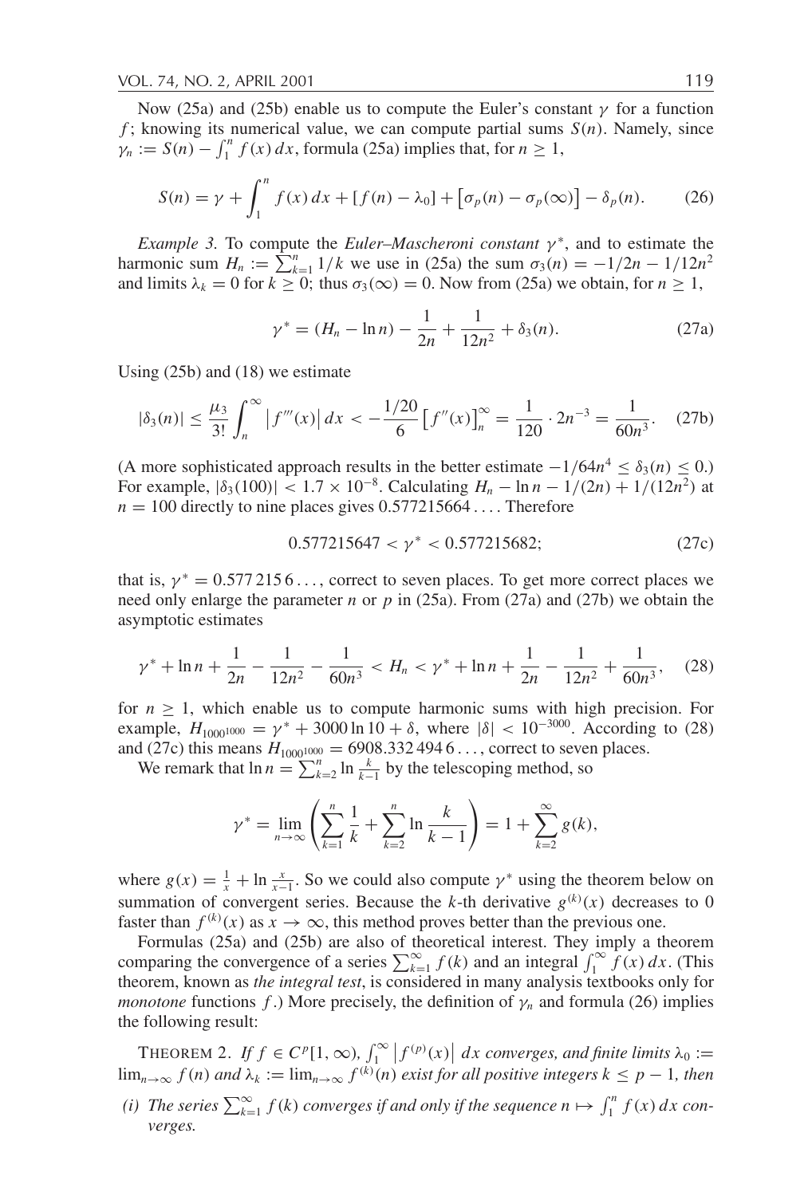Now (25a) and (25b) enable us to compute the Euler's constant $\gamma$ for a function $f$; knowing its numerical value, we can compute partial sums $S(n)$. Namely, since $\gamma_n := S(n) - \int_1^n f(x)\,dx$, formula (25a) implies that, for $n \geq 1$,

$$S(n) = \gamma + \int_1^n f(x)\,dx + [f(n) - \lambda_0] + \left[\sigma_p(n) - \sigma_p(\infty)\right] - \delta_p(n). \tag{26}$$

*Example 3.* To compute the *Euler–Mascheroni constant* $\gamma^*$, and to estimate the harmonic sum $H_n := \sum_{k=1}^n 1/k$ we use in (25a) the sum $\sigma_3(n) = -1/2n - 1/12n^2$ and limits $\lambda_k = 0$ for $k \geq 0$; thus $\sigma_3(\infty) = 0$. Now from (25a) we obtain, for $n \geq 1$,

$$\gamma^* = (H_n - \ln n) - \frac{1}{2n} + \frac{1}{12n^2} + \delta_3(n). \tag{27a}$$

Using (25b) and (18) we estimate

$$|\delta_3(n)| \leq \frac{\mu_3}{3!}\int_n^\infty \left|f'''(x)\right| dx < -\frac{1/20}{6}\left[f''(x)\right]_n^\infty = \frac{1}{120}\cdot 2n^{-3} = \frac{1}{60n^3}. \tag{27b}$$

(A more sophisticated approach results in the better estimate $-1/64n^4 \leq \delta_3(n) \leq 0$.) For example, $|\delta_3(100)| < 1.7 \times 10^{-8}$. Calculating $H_n - \ln n - 1/(2n) + 1/(12n^2)$ at $n = 100$ directly to nine places gives $0.577215664\ldots$. Therefore

$$0.577215647 < \gamma^* < 0.577215682; \tag{27c}$$

that is, $\gamma^* = 0.577\,215\,6\ldots$, correct to seven places. To get more correct places we need only enlarge the parameter $n$ or $p$ in (25a). From (27a) and (27b) we obtain the asymptotic estimates

$$\gamma^* + \ln n + \frac{1}{2n} - \frac{1}{12n^2} - \frac{1}{60n^3} < H_n < \gamma^* + \ln n + \frac{1}{2n} - \frac{1}{12n^2} + \frac{1}{60n^3}, \tag{28}$$

for $n \geq 1$, which enable us to compute harmonic sums with high precision. For example, $H_{1000^{1000}} = \gamma^* + 3000 \ln 10 + \delta$, where $|\delta| < 10^{-3000}$. According to (28) and (27c) this means $H_{1000^{1000}} = 6908.332\,494\,6\ldots$, correct to seven places.

We remark that $\ln n = \sum_{k=2}^n \ln \frac{k}{k-1}$ by the telescoping method, so

$$\gamma^* = \lim_{n\to\infty}\left(\sum_{k=1}^n \frac{1}{k} + \sum_{k=2}^n \ln\frac{k}{k-1}\right) = 1 + \sum_{k=2}^\infty g(k),$$

where $g(x) = \frac{1}{x} + \ln\frac{x}{x-1}$. So we could also compute $\gamma^*$ using the theorem below on summation of convergent series. Because the $k$-th derivative $g^{(k)}(x)$ decreases to 0 faster than $f^{(k)}(x)$ as $x \to \infty$, this method proves better than the previous one.

Formulas (25a) and (25b) are also of theoretical interest. They imply a theorem comparing the convergence of a series $\sum_{k=1}^\infty f(k)$ and an integral $\int_1^\infty f(x)\,dx$. (This theorem, known as *the integral test*, is considered in many analysis textbooks only for *monotone* functions $f$.) More precisely, the definition of $\gamma_n$ and formula (26) implies the following result:

THEOREM 2. *If $f \in C^p[1,\infty)$, $\int_1^\infty \left|f^{(p)}(x)\right| dx$ converges, and finite limits $\lambda_0 := \lim_{n\to\infty} f(n)$ and $\lambda_k := \lim_{n\to\infty} f^{(k)}(n)$ exist for all positive integers $k \leq p-1$, then*

*(i) The series $\sum_{k=1}^\infty f(k)$ converges if and only if the sequence $n \mapsto \int_1^n f(x)\,dx$ converges.*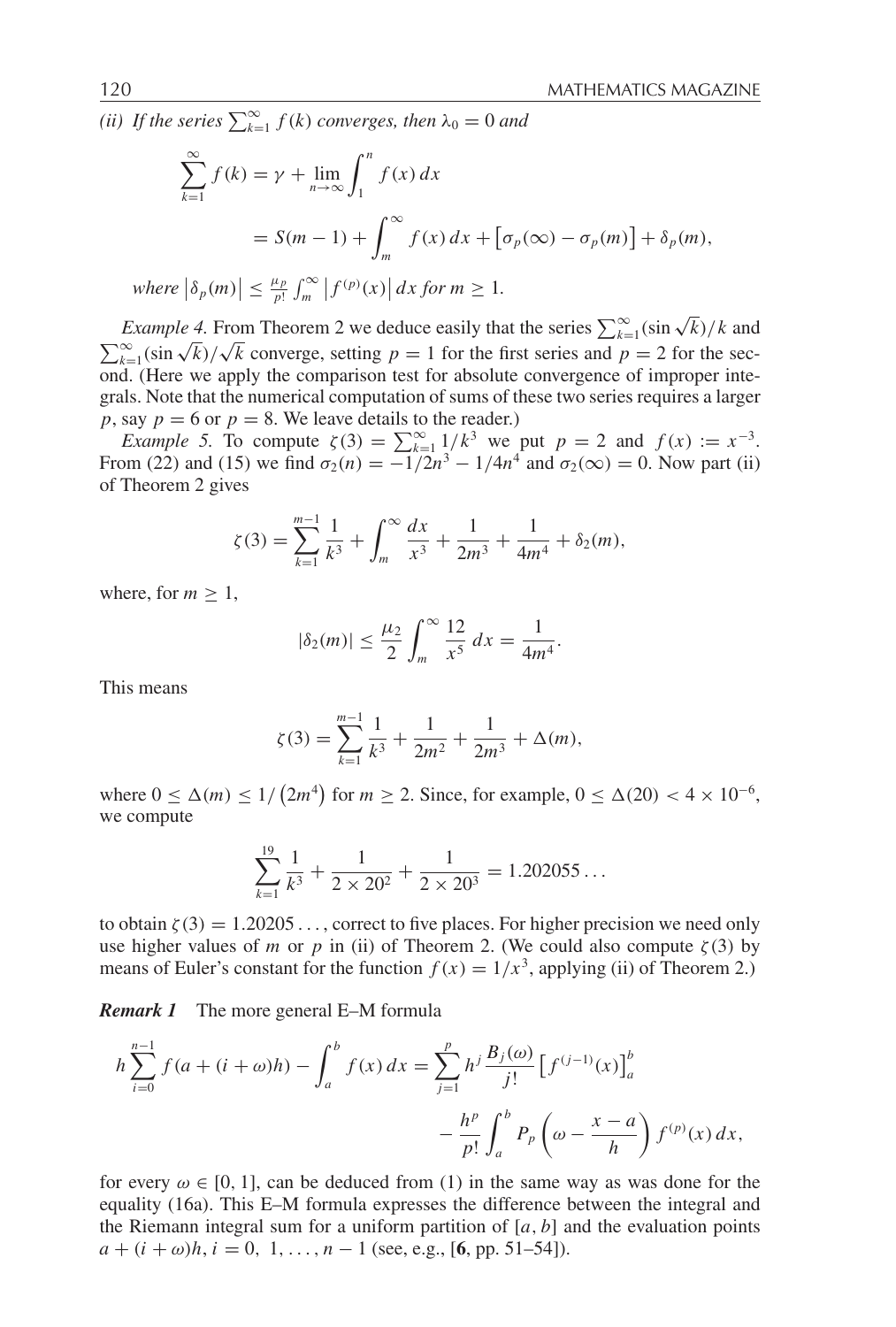*(ii) If the series $\sum_{k=1}^{\infty} f(k)$ converges, then $\lambda_0 = 0$ and*

$$\sum_{k=1}^{\infty} f(k) = \gamma + \lim_{n\to\infty} \int_1^n f(x)\,dx$$

$$= S(m-1) + \int_m^{\infty} f(x)\,dx + \left[\sigma_p(\infty) - \sigma_p(m)\right] + \delta_p(m),$$

*where* $\left|\delta_p(m)\right| \le \frac{\mu_p}{p!}\int_m^{\infty}\left|f^{(p)}(x)\right| dx$ *for* $m \ge 1$.

*Example 4.* From Theorem 2 we deduce easily that the series $\sum_{k=1}^{\infty}(\sin\sqrt{k})/k$ and $\sum_{k=1}^{\infty}(\sin\sqrt{k})/\sqrt{k}$ converge, setting $p = 1$ for the first series and $p = 2$ for the second. (Here we apply the comparison test for absolute convergence of improper integrals. Note that the numerical computation of sums of these two series requires a larger $p$, say $p = 6$ or $p = 8$. We leave details to the reader.)

*Example 5.* To compute $\zeta(3) = \sum_{k=1}^{\infty} 1/k^3$ we put $p = 2$ and $f(x) := x^{-3}$. From (22) and (15) we find $\sigma_2(n) = -1/2n^3 - 1/4n^4$ and $\sigma_2(\infty) = 0$. Now part (ii) of Theorem 2 gives

$$\zeta(3) = \sum_{k=1}^{m-1}\frac{1}{k^3} + \int_m^{\infty}\frac{dx}{x^3} + \frac{1}{2m^3} + \frac{1}{4m^4} + \delta_2(m),$$

where, for $m \ge 1$,

$$|\delta_2(m)| \le \frac{\mu_2}{2}\int_m^{\infty}\frac{12}{x^5}\,dx = \frac{1}{4m^4}.$$

This means

$$\zeta(3) = \sum_{k=1}^{m-1}\frac{1}{k^3} + \frac{1}{2m^2} + \frac{1}{2m^3} + \Delta(m),$$

where $0 \le \Delta(m) \le 1/\left(2m^4\right)$ for $m \ge 2$. Since, for example, $0 \le \Delta(20) < 4 \times 10^{-6}$, we compute

$$\sum_{k=1}^{19}\frac{1}{k^3} + \frac{1}{2\times 20^2} + \frac{1}{2\times 20^3} = 1.202055\ldots$$

to obtain $\zeta(3) = 1.20205\ldots$, correct to five places. For higher precision we need only use higher values of $m$ or $p$ in (ii) of Theorem 2. (We could also compute $\zeta(3)$ by means of Euler's constant for the function $f(x) = 1/x^3$, applying (ii) of Theorem 2.)

***Remark 1*** The more general E–M formula

$$h\sum_{i=0}^{n-1} f(a + (i+\omega)h) - \int_a^b f(x)\,dx = \sum_{j=1}^{p} h^j\frac{B_j(\omega)}{j!}\left[f^{(j-1)}(x)\right]_a^b$$

$$- \frac{h^p}{p!}\int_a^b P_p\left(\omega - \frac{x-a}{h}\right) f^{(p)}(x)\,dx,$$

for every $\omega \in [0, 1]$, can be deduced from (1) in the same way as was done for the equality (16a). This E–M formula expresses the difference between the integral and the Riemann integral sum for a uniform partition of $[a, b]$ and the evaluation points $a + (i+\omega)h$, $i = 0, 1, \ldots, n-1$ (see, e.g., [**6**, pp. 51–54]).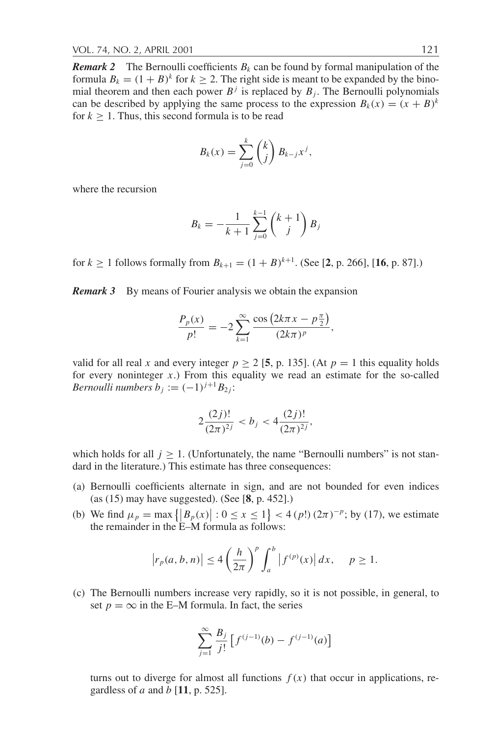***Remark 2*** The Bernoulli coefficients $B_k$ can be found by formal manipulation of the formula $B_k = (1 + B)^k$ for $k \geq 2$. The right side is meant to be expanded by the binomial theorem and then each power $B^j$ is replaced by $B_j$. The Bernoulli polynomials can be described by applying the same process to the expression $B_k(x) = (x + B)^k$ for $k \geq 1$. Thus, this second formula is to be read

$$B_k(x) = \sum_{j=0}^{k} \binom{k}{j} B_{k-j} x^j,$$

where the recursion

$$B_k = -\frac{1}{k+1} \sum_{j=0}^{k-1} \binom{k+1}{j} B_j$$

for $k \geq 1$ follows formally from $B_{k+1} = (1 + B)^{k+1}$. (See [**2**, p. 266], [**16**, p. 87].)

***Remark 3*** By means of Fourier analysis we obtain the expansion

$$\frac{P_p(x)}{p!} = -2 \sum_{k=1}^{\infty} \frac{\cos\left(2k\pi x - p\frac{\pi}{2}\right)}{(2k\pi)^p},$$

valid for all real $x$ and every integer $p \geq 2$ [**5**, p. 135]. (At $p = 1$ this equality holds for every noninteger $x$.) From this equality we read an estimate for the so-called *Bernoulli numbers* $b_j := (-1)^{j+1} B_{2j}$:

$$2\frac{(2j)!}{(2\pi)^{2j}} < b_j < 4\frac{(2j)!}{(2\pi)^{2j}},$$

which holds for all $j \geq 1$. (Unfortunately, the name "Bernoulli numbers" is not standard in the literature.) This estimate has three consequences:

(a) Bernoulli coefficients alternate in sign, and are not bounded for even indices (as (15) may have suggested). (See [**8**, p. 452].)

(b) We find $\mu_p = \max\left\{\left|B_p(x)\right| : 0 \leq x \leq 1\right\} < 4\,(p!)\,(2\pi)^{-p}$; by (17), we estimate the remainder in the E–M formula as follows:

$$\left|r_p(a, b, n)\right| \leq 4\left(\frac{h}{2\pi}\right)^p \int_a^b \left|f^{(p)}(x)\right| dx, \quad p \geq 1.$$

(c) The Bernoulli numbers increase very rapidly, so it is not possible, in general, to set $p = \infty$ in the E–M formula. In fact, the series

$$\sum_{j=1}^{\infty} \frac{B_j}{j!}\left[f^{(j-1)}(b) - f^{(j-1)}(a)\right]$$

turns out to diverge for almost all functions $f(x)$ that occur in applications, regardless of $a$ and $b$ [**11**, p. 525].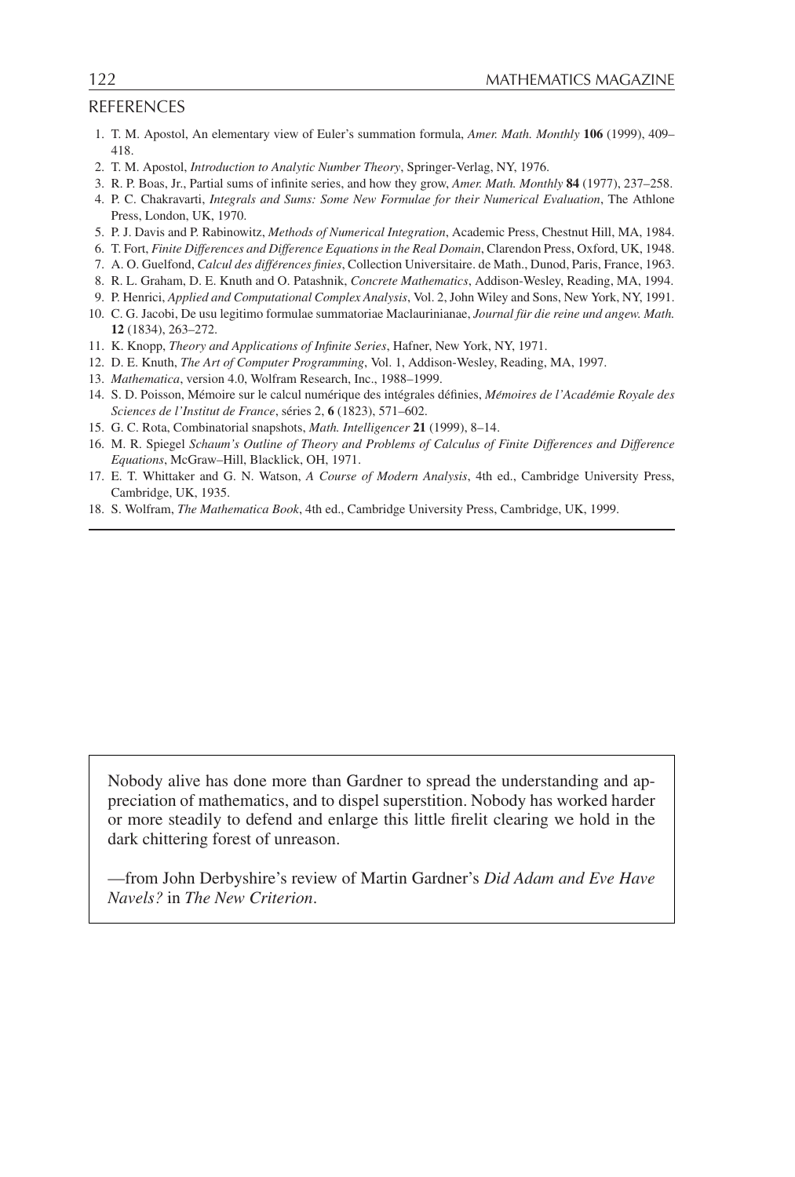## REFERENCES

1. T. M. Apostol, An elementary view of Euler's summation formula, *Amer. Math. Monthly* **106** (1999), 409–418.
2. T. M. Apostol, *Introduction to Analytic Number Theory*, Springer-Verlag, NY, 1976.
3. R. P. Boas, Jr., Partial sums of infinite series, and how they grow, *Amer. Math. Monthly* **84** (1977), 237–258.
4. P. C. Chakravarti, *Integrals and Sums: Some New Formulae for their Numerical Evaluation*, The Athlone Press, London, UK, 1970.
5. P. J. Davis and P. Rabinowitz, *Methods of Numerical Integration*, Academic Press, Chestnut Hill, MA, 1984.
6. T. Fort, *Finite Differences and Difference Equations in the Real Domain*, Clarendon Press, Oxford, UK, 1948.
7. A. O. Guelfond, *Calcul des différences finies*, Collection Universitaire. de Math., Dunod, Paris, France, 1963.
8. R. L. Graham, D. E. Knuth and O. Patashnik, *Concrete Mathematics*, Addison-Wesley, Reading, MA, 1994.
9. P. Henrici, *Applied and Computational Complex Analysis*, Vol. 2, John Wiley and Sons, New York, NY, 1991.
10. C. G. Jacobi, De usu legitimo formulae summatoriae Maclaurinianae, *Journal für die reine und angew. Math.* **12** (1834), 263–272.
11. K. Knopp, *Theory and Applications of Infinite Series*, Hafner, New York, NY, 1971.
12. D. E. Knuth, *The Art of Computer Programming*, Vol. 1, Addison-Wesley, Reading, MA, 1997.
13. *Mathematica*, version 4.0, Wolfram Research, Inc., 1988–1999.
14. S. D. Poisson, Mémoire sur le calcul numérique des intégrales définies, *Mémoires de l'Académie Royale des Sciences de l'Institut de France*, séries 2, **6** (1823), 571–602.
15. G. C. Rota, Combinatorial snapshots, *Math. Intelligencer* **21** (1999), 8–14.
16. M. R. Spiegel *Schaum's Outline of Theory and Problems of Calculus of Finite Differences and Difference Equations*, McGraw–Hill, Blacklick, OH, 1971.
17. E. T. Whittaker and G. N. Watson, *A Course of Modern Analysis*, 4th ed., Cambridge University Press, Cambridge, UK, 1935.
18. S. Wolfram, *The Mathematica Book*, 4th ed., Cambridge University Press, Cambridge, UK, 1999.

---

Nobody alive has done more than Gardner to spread the understanding and appreciation of mathematics, and to dispel superstition. Nobody has worked harder or more steadily to defend and enlarge this little firelit clearing we hold in the dark chittering forest of unreason.

—from John Derbyshire's review of Martin Gardner's *Did Adam and Eve Have Navels?* in *The New Criterion*.